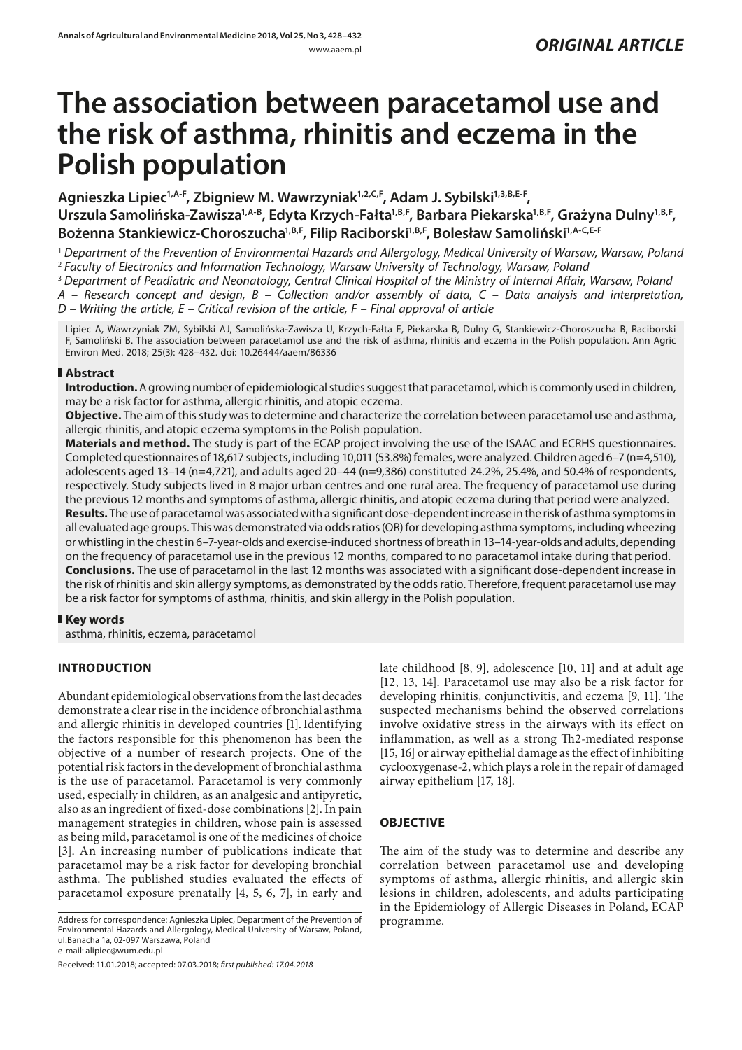ORIGINAL ARTICLE

# The association between paracetamol use and the risk of asthma, rhinitis and eczema in the Polish population

**Agnieszka Lipiec[1,A-F], Zbigniew M. Wawrzyniak[1,2,C,F], Adam J. Sybilski[1,3,B,E-F], Urszula Samolińska-Zawisza[1,A-B], Edyta Krzych-Fałta[1,B,F], Barbara Piekarska[1,B,F], Grażyna Dulny[1,B,F], Bożenna Stankiewicz-Choroszucha[1,B,F], Filip Raciborski[1,B,F], Bolesław Samoliński[1,A-C,E-F]**

[1] *Department of the Prevention of Environmental Hazards and Allergology, Medical University of Warsaw, Warsaw, Poland*
[2] *Faculty of Electronics and Information Technology, Warsaw University of Technology, Warsaw, Poland*
[3] *Department of Peadiatric and Neonatology, Central Clinical Hospital of the Ministry of Internal Affair, Warsaw, Poland*
*A – Research concept and design, B – Collection and/or assembly of data, C – Data analysis and interpretation, D – Writing the article, E – Critical revision of the article, F – Final approval of article*

Lipiec A, Wawrzyniak ZM, Sybilski AJ, Samolińska-Zawisza U, Krzych-Fałta E, Piekarska B, Dulny G, Stankiewicz-Choroszucha B, Raciborski F, Samoliński B. The association between paracetamol use and the risk of asthma, rhinitis and eczema in the Polish population. Ann Agric Environ Med. 2018; 25(3): 428–432. doi: 10.26444/aaem/86336

## Abstract

**Introduction.** A growing number of epidemiological studies suggest that paracetamol, which is commonly used in children, may be a risk factor for asthma, allergic rhinitis, and atopic eczema.

**Objective.** The aim of this study was to determine and characterize the correlation between paracetamol use and asthma, allergic rhinitis, and atopic eczema symptoms in the Polish population.

**Materials and method.** The study is part of the ECAP project involving the use of the ISAAC and ECRHS questionnaires. Completed questionnaires of 18,617 subjects, including 10,011 (53.8%) females, were analyzed. Children aged 6–7 (n=4,510), adolescents aged 13–14 (n=4,721), and adults aged 20–44 (n=9,386) constituted 24.2%, 25.4%, and 50.4% of respondents, respectively. Study subjects lived in 8 major urban centres and one rural area. The frequency of paracetamol use during the previous 12 months and symptoms of asthma, allergic rhinitis, and atopic eczema during that period were analyzed.

**Results.** The use of paracetamol was associated with a significant dose-dependent increase in the risk of asthma symptoms in all evaluated age groups. This was demonstrated via odds ratios (OR) for developing asthma symptoms, including wheezing or whistling in the chest in 6–7-year-olds and exercise-induced shortness of breath in 13–14-year-olds and adults, depending on the frequency of paracetamol use in the previous 12 months, compared to no paracetamol intake during that period.

**Conclusions.** The use of paracetamol in the last 12 months was associated with a significant dose-dependent increase in the risk of rhinitis and skin allergy symptoms, as demonstrated by the odds ratio. Therefore, frequent paracetamol use may be a risk factor for symptoms of asthma, rhinitis, and skin allergy in the Polish population.

## Key words

asthma, rhinitis, eczema, paracetamol

## INTRODUCTION

Abundant epidemiological observations from the last decades demonstrate a clear rise in the incidence of bronchial asthma and allergic rhinitis in developed countries [1]. Identifying the factors responsible for this phenomenon has been the objective of a number of research projects. One of the potential risk factors in the development of bronchial asthma is the use of paracetamol. Paracetamol is very commonly used, especially in children, as an analgesic and antipyretic, also as an ingredient of fixed-dose combinations [2]. In pain management strategies in children, whose pain is assessed as being mild, paracetamol is one of the medicines of choice [3]. An increasing number of publications indicate that paracetamol may be a risk factor for developing bronchial asthma. The published studies evaluated the effects of paracetamol exposure prenatally [4, 5, 6, 7], in early and late childhood [8, 9], adolescence [10, 11] and at adult age [12, 13, 14]. Paracetamol use may also be a risk factor for developing rhinitis, conjunctivitis, and eczema [9, 11]. The suspected mechanisms behind the observed correlations involve oxidative stress in the airways with its effect on inflammation, as well as a strong Th2-mediated response [15, 16] or airway epithelial damage as the effect of inhibiting cyclooxygenase-2, which plays a role in the repair of damaged airway epithelium [17, 18].

## OBJECTIVE

The aim of the study was to determine and describe any correlation between paracetamol use and developing symptoms of asthma, allergic rhinitis, and allergic skin lesions in children, adolescents, and adults participating in the Epidemiology of Allergic Diseases in Poland, ECAP programme.

Address for correspondence: Agnieszka Lipiec, Department of the Prevention of Environmental Hazards and Allergology, Medical University of Warsaw, Poland, ul.Banacha 1a, 02-097 Warszawa, Poland
e-mail: alipiec@wum.edu.pl

Received: 11.01.2018; accepted: 07.03.2018; *first published: 17.04.2018*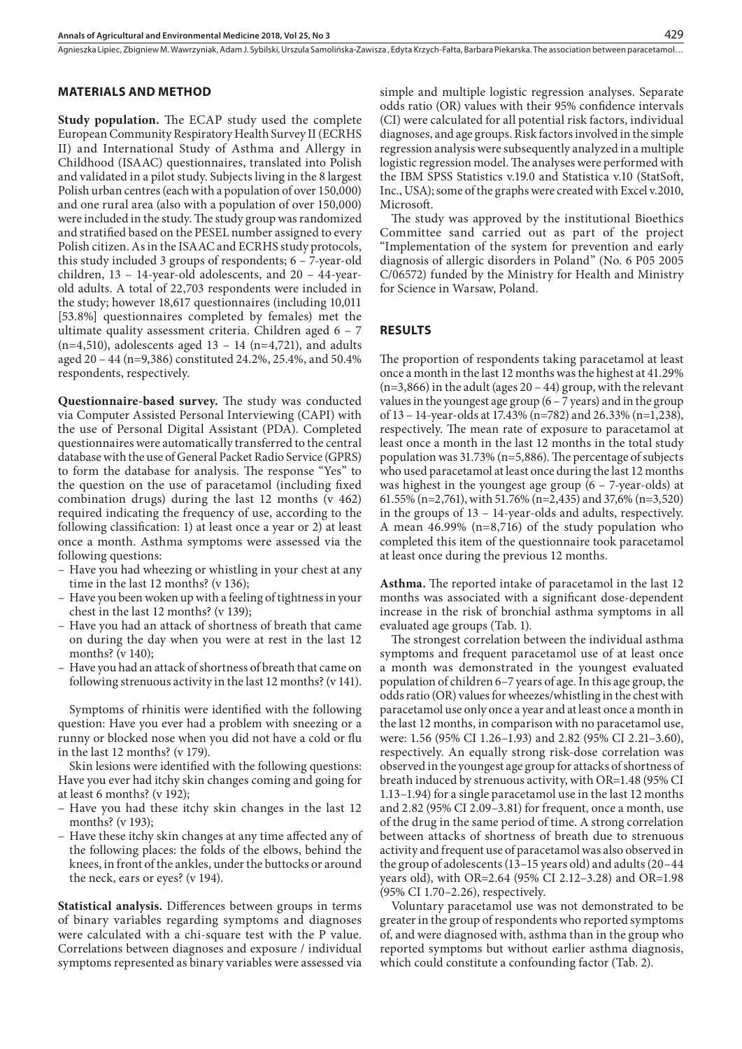## MATERIALS AND METHOD

**Study population.** The ECAP study used the complete European Community Respiratory Health Survey II (ECRHS II) and International Study of Asthma and Allergy in Childhood (ISAAC) questionnaires, translated into Polish and validated in a pilot study. Subjects living in the 8 largest Polish urban centres (each with a population of over 150,000) and one rural area (also with a population of over 150,000) were included in the study. The study group was randomized and stratified based on the PESEL number assigned to every Polish citizen. As in the ISAAC and ECRHS study protocols, this study included 3 groups of respondents; 6 – 7-year-old children, 13 – 14-year-old adolescents, and 20 – 44-year-old adults. A total of 22,703 respondents were included in the study; however 18,617 questionnaires (including 10,011 [53.8%] questionnaires completed by females) met the ultimate quality assessment criteria. Children aged 6 – 7 (n=4,510), adolescents aged 13 – 14 (n=4,721), and adults aged 20 – 44 (n=9,386) constituted 24.2%, 25.4%, and 50.4% respondents, respectively.

**Questionnaire-based survey.** The study was conducted via Computer Assisted Personal Interviewing (CAPI) with the use of Personal Digital Assistant (PDA). Completed questionnaires were automatically transferred to the central database with the use of General Packet Radio Service (GPRS) to form the database for analysis. The response "Yes" to the question on the use of paracetamol (including fixed combination drugs) during the last 12 months (v 462) required indicating the frequency of use, according to the following classification: 1) at least once a year or 2) at least once a month. Asthma symptoms were assessed via the following questions:

- Have you had wheezing or whistling in your chest at any time in the last 12 months? (v 136);
- Have you been woken up with a feeling of tightness in your chest in the last 12 months? (v 139);
- Have you had an attack of shortness of breath that came on during the day when you were at rest in the last 12 months? (v 140);
- Have you had an attack of shortness of breath that came on following strenuous activity in the last 12 months? (v 141).

Symptoms of rhinitis were identified with the following question: Have you ever had a problem with sneezing or a runny or blocked nose when you did not have a cold or flu in the last 12 months? (v 179).

Skin lesions were identified with the following questions: Have you ever had itchy skin changes coming and going for at least 6 months? (v 192);

- Have you had these itchy skin changes in the last 12 months? (v 193);
- Have these itchy skin changes at any time affected any of the following places: the folds of the elbows, behind the knees, in front of the ankles, under the buttocks or around the neck, ears or eyes? (v 194).

**Statistical analysis.** Differences between groups in terms of binary variables regarding symptoms and diagnoses were calculated with a chi-square test with the P value. Correlations between diagnoses and exposure / individual symptoms represented as binary variables were assessed via simple and multiple logistic regression analyses. Separate odds ratio (OR) values with their 95% confidence intervals (CI) were calculated for all potential risk factors, individual diagnoses, and age groups. Risk factors involved in the simple regression analysis were subsequently analyzed in a multiple logistic regression model. The analyses were performed with the IBM SPSS Statistics v.19.0 and Statistica v.10 (StatSoft, Inc., USA); some of the graphs were created with Excel v.2010, Microsoft.

The study was approved by the institutional Bioethics Committee sand carried out as part of the project "Implementation of the system for prevention and early diagnosis of allergic disorders in Poland" (No. 6 P05 2005 C/06572) funded by the Ministry for Health and Ministry for Science in Warsaw, Poland.

## RESULTS

The proportion of respondents taking paracetamol at least once a month in the last 12 months was the highest at 41.29% (n=3,866) in the adult (ages 20 – 44) group, with the relevant values in the youngest age group (6 – 7 years) and in the group of 13 – 14-year-olds at 17.43% (n=782) and 26.33% (n=1,238), respectively. The mean rate of exposure to paracetamol at least once a month in the last 12 months in the total study population was 31.73% (n=5,886). The percentage of subjects who used paracetamol at least once during the last 12 months was highest in the youngest age group (6 – 7-year-olds) at 61.55% (n=2,761), with 51.76% (n=2,435) and 37,6% (n=3,520) in the groups of 13 – 14-year-olds and adults, respectively. A mean 46.99% (n=8,716) of the study population who completed this item of the questionnaire took paracetamol at least once during the previous 12 months.

**Asthma.** The reported intake of paracetamol in the last 12 months was associated with a significant dose-dependent increase in the risk of bronchial asthma symptoms in all evaluated age groups (Tab. 1).

The strongest correlation between the individual asthma symptoms and frequent paracetamol use of at least once a month was demonstrated in the youngest evaluated population of children 6–7 years of age. In this age group, the odds ratio (OR) values for wheezes/whistling in the chest with paracetamol use only once a year and at least once a month in the last 12 months, in comparison with no paracetamol use, were: 1.56 (95% CI 1.26–1.93) and 2.82 (95% CI 2.21–3.60), respectively. An equally strong risk-dose correlation was observed in the youngest age group for attacks of shortness of breath induced by strenuous activity, with OR=1.48 (95% CI 1.13–1.94) for a single paracetamol use in the last 12 months and 2.82 (95% CI 2.09–3.81) for frequent, once a month, use of the drug in the same period of time. A strong correlation between attacks of shortness of breath due to strenuous activity and frequent use of paracetamol was also observed in the group of adolescents (13–15 years old) and adults (20–44 years old), with OR=2.64 (95% CI 2.12–3.28) and OR=1.98 (95% CI 1.70–2.26), respectively.

Voluntary paracetamol use was not demonstrated to be greater in the group of respondents who reported symptoms of, and were diagnosed with, asthma than in the group who reported symptoms but without earlier asthma diagnosis, which could constitute a confounding factor (Tab. 2).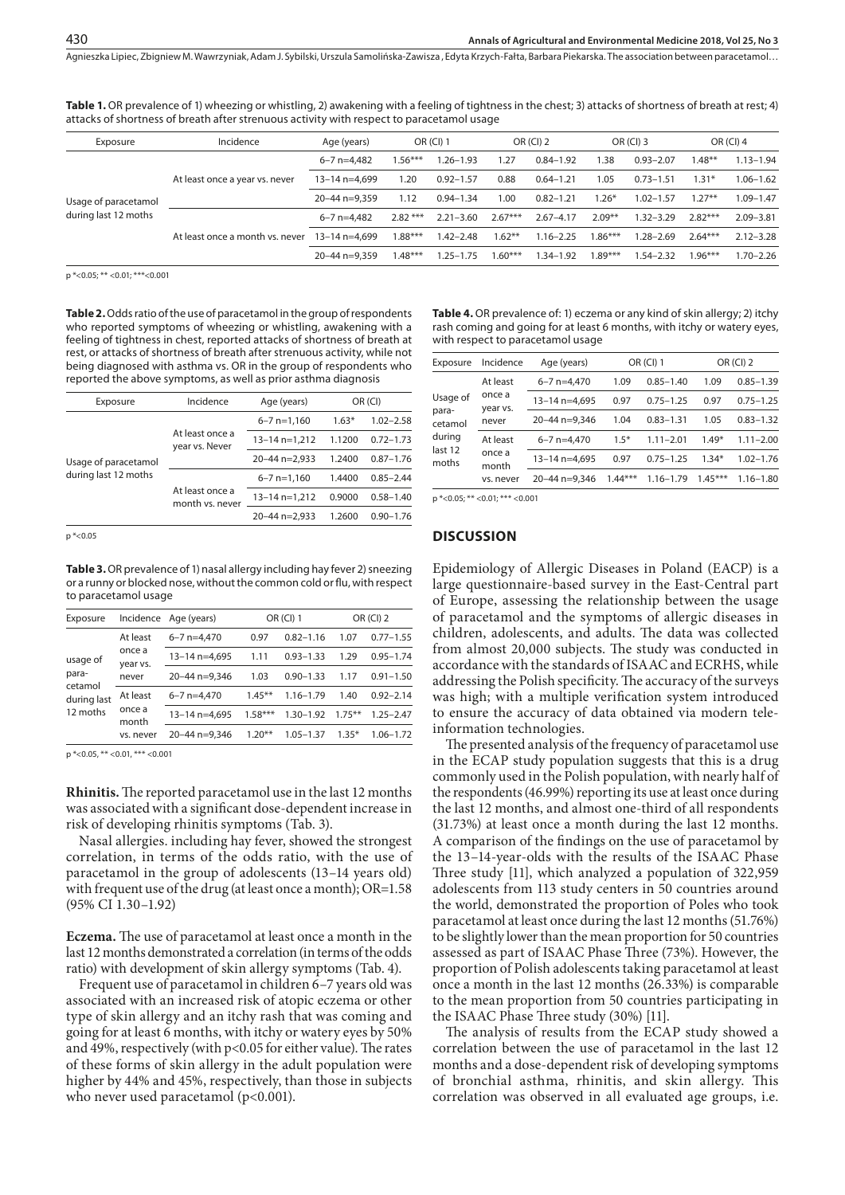**Table 1.** OR prevalence of 1) wheezing or whistling, 2) awakening with a feeling of tightness in the chest; 3) attacks of shortness of breath at rest; 4) attacks of shortness of breath after strenuous activity with respect to paracetamol usage

| Exposure | Incidence | Age (years) | OR (CI) 1 | | OR (CI) 2 | | OR (CI) 3 | | OR (CI) 4 | |
|---|---|---|---|---|---|---|---|---|---|---|
| Usage of paracetamol during last 12 moths | At least once a year vs. never | 6–7 n=4,482 | 1.56*** | 1.26–1.93 | 1.27 | 0.84–1.92 | 1.38 | 0.93–2.07 | 1.48** | 1.13–1.94 |
| | | 13–14 n=4,699 | 1.20 | 0.92–1.57 | 0.88 | 0.64–1.21 | 1.05 | 0.73–1.51 | 1.31* | 1.06–1.62 |
| | | 20–44 n=9,359 | 1.12 | 0.94–1.34 | 1.00 | 0.82–1.21 | 1.26* | 1.02–1.57 | 1.27** | 1.09–1.47 |
| | At least once a month vs. never | 6–7 n=4,482 | 2.82 *** | 2.21–3.60 | 2.67*** | 2.67–4.17 | 2.09** | 1.32–3.29 | 2.82*** | 2.09–3.81 |
| | | 13–14 n=4,699 | 1.88*** | 1.42–2.48 | 1.62** | 1.16–2.25 | 1.86*** | 1.28–2.69 | 2.64*** | 2.12–3.28 |
| | | 20–44 n=9,359 | 1.48*** | 1.25–1.75 | 1.60*** | 1.34–1.92 | 1.89*** | 1.54–2.32 | 1.96*** | 1.70–2.26 |

p *<0.05; ** <0.01; ***<0.001

**Table 2.** Odds ratio of the use of paracetamol in the group of respondents who reported symptoms of wheezing or whistling, awakening with a feeling of tightness in chest, reported attacks of shortness of breath at rest, or attacks of shortness of breath after strenuous activity, while not being diagnosed with asthma vs. OR in the group of respondents who reported the above symptoms, as well as prior asthma diagnosis

| Exposure | Incidence | Age (years) | OR (CI) | |
|---|---|---|---|---|
| Usage of paracetamol during last 12 moths | At least once a year vs. Never | 6–7 n=1,160 | 1.63* | 1.02–2.58 |
| | | 13–14 n=1,212 | 1.1200 | 0.72–1.73 |
| | | 20–44 n=2,933 | 1.2400 | 0.87–1.76 |
| | At least once a month vs. never | 6–7 n=1,160 | 1.4400 | 0.85–2.44 |
| | | 13–14 n=1,212 | 0.9000 | 0.58–1.40 |
| | | 20–44 n=2,933 | 1.2600 | 0.90–1.76 |

p *<0.05

**Table 3.** OR prevalence of 1) nasal allergy including hay fever 2) sneezing or a runny or blocked nose, without the common cold or flu, with respect to paracetamol usage

| Exposure | Incidence | Age (years) | OR (CI) 1 | | OR (CI) 2 | |
|---|---|---|---|---|---|---|
| usage of para-cetamol during last 12 moths | At least once a year vs. never | 6–7 n=4,470 | 0.97 | 0.82–1.16 | 1.07 | 0.77–1.55 |
| | | 13–14 n=4,695 | 1.11 | 0.93–1.33 | 1.29 | 0.95–1.74 |
| | | 20–44 n=9,346 | 1.03 | 0.90–1.33 | 1.17 | 0.91–1.50 |
| | At least once a month vs. never | 6–7 n=4,470 | 1.45** | 1.16–1.79 | 1.40 | 0.92–2.14 |
| | | 13–14 n=4,695 | 1.58*** | 1.30–1.92 | 1.75** | 1.25–2.47 |
| | | 20–44 n=9,346 | 1.20** | 1.05–1.37 | 1.35* | 1.06–1.72 |

p *<0.05, ** <0.01, *** <0.001

**Rhinitis.** The reported paracetamol use in the last 12 months was associated with a significant dose-dependent increase in risk of developing rhinitis symptoms (Tab. 3).

Nasal allergies. including hay fever, showed the strongest correlation, in terms of the odds ratio, with the use of paracetamol in the group of adolescents (13–14 years old) with frequent use of the drug (at least once a month); OR=1.58 (95% CI 1.30–1.92)

**Eczema.** The use of paracetamol at least once a month in the last 12 months demonstrated a correlation (in terms of the odds ratio) with development of skin allergy symptoms (Tab. 4).

Frequent use of paracetamol in children 6–7 years old was associated with an increased risk of atopic eczema or other type of skin allergy and an itchy rash that was coming and going for at least 6 months, with itchy or watery eyes by 50% and 49%, respectively (with p<0.05 for either value). The rates of these forms of skin allergy in the adult population were higher by 44% and 45%, respectively, than those in subjects who never used paracetamol (p<0.001).

**Table 4.** OR prevalence of: 1) eczema or any kind of skin allergy; 2) itchy rash coming and going for at least 6 months, with itchy or watery eyes, with respect to paracetamol usage

| Exposure | Incidence | Age (years) | OR (CI) 1 | | OR (CI) 2 | |
|---|---|---|---|---|---|---|
| Usage of para-cetamol during last 12 moths | At least once a year vs. never | 6–7 n=4,470 | 1.09 | 0.85–1.40 | 1.09 | 0.85–1.39 |
| | | 13–14 n=4,695 | 0.97 | 0.75–1.25 | 0.97 | 0.75–1.25 |
| | | 20–44 n=9,346 | 1.04 | 0.83–1.31 | 1.05 | 0.83–1.32 |
| | At least once a month vs. never | 6–7 n=4,470 | 1.5* | 1.11–2.01 | 1.49* | 1.11–2.00 |
| | | 13–14 n=4,695 | 0.97 | 0.75–1.25 | 1.34* | 1.02–1.76 |
| | | 20–44 n=9,346 | 1.44*** | 1.16–1.79 | 1.45*** | 1.16–1.80 |

p *<0.05; ** <0.01; *** <0.001

## DISCUSSION

Epidemiology of Allergic Diseases in Poland (EACP) is a large questionnaire-based survey in the East-Central part of Europe, assessing the relationship between the usage of paracetamol and the symptoms of allergic diseases in children, adolescents, and adults. The data was collected from almost 20,000 subjects. The study was conducted in accordance with the standards of ISAAC and ECRHS, while addressing the Polish specificity. The accuracy of the surveys was high; with a multiple verification system introduced to ensure the accuracy of data obtained via modern tele-information technologies.

The presented analysis of the frequency of paracetamol use in the ECAP study population suggests that this is a drug commonly used in the Polish population, with nearly half of the respondents (46.99%) reporting its use at least once during the last 12 months, and almost one-third of all respondents (31.73%) at least once a month during the last 12 months. A comparison of the findings on the use of paracetamol by the 13–14-year-olds with the results of the ISAAC Phase Three study [11], which analyzed a population of 322,959 adolescents from 113 study centers in 50 countries around the world, demonstrated the proportion of Poles who took paracetamol at least once during the last 12 months (51.76%) to be slightly lower than the mean proportion for 50 countries assessed as part of ISAAC Phase Three (73%). However, the proportion of Polish adolescents taking paracetamol at least once a month in the last 12 months (26.33%) is comparable to the mean proportion from 50 countries participating in the ISAAC Phase Three study (30%) [11].

The analysis of results from the ECAP study showed a correlation between the use of paracetamol in the last 12 months and a dose-dependent risk of developing symptoms of bronchial asthma, rhinitis, and skin allergy. This correlation was observed in all evaluated age groups, i.e.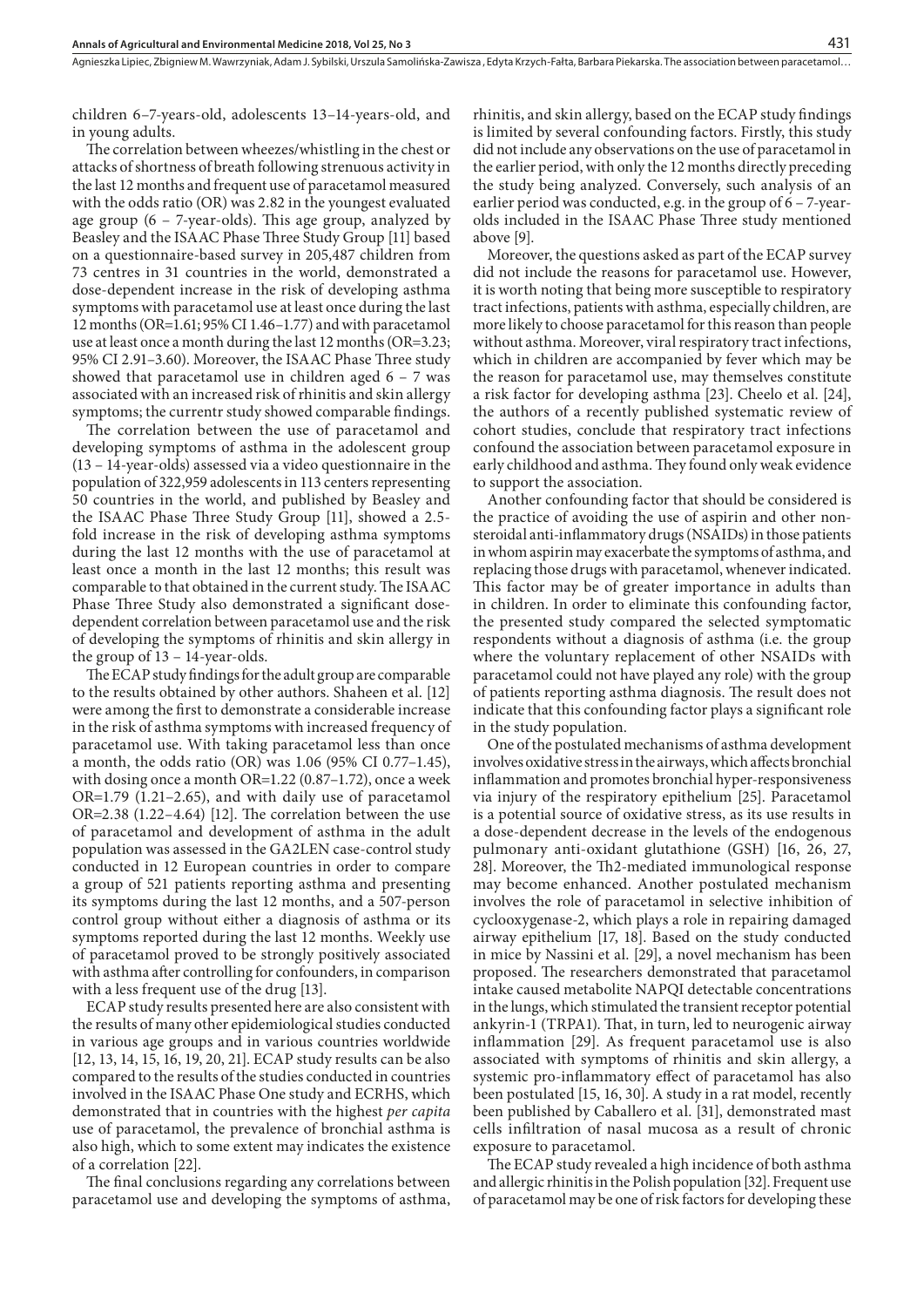children 6–7-years-old, adolescents 13–14-years-old, and in young adults.

The correlation between wheezes/whistling in the chest or attacks of shortness of breath following strenuous activity in the last 12 months and frequent use of paracetamol measured with the odds ratio (OR) was 2.82 in the youngest evaluated age group (6 – 7-year-olds). This age group, analyzed by Beasley and the ISAAC Phase Three Study Group [11] based on a questionnaire-based survey in 205,487 children from 73 centres in 31 countries in the world, demonstrated a dose-dependent increase in the risk of developing asthma symptoms with paracetamol use at least once during the last 12 months (OR=1.61; 95% CI 1.46–1.77) and with paracetamol use at least once a month during the last 12 months (OR=3.23; 95% CI 2.91–3.60). Moreover, the ISAAC Phase Three study showed that paracetamol use in children aged 6 – 7 was associated with an increased risk of rhinitis and skin allergy symptoms; the currentr study showed comparable findings.

The correlation between the use of paracetamol and developing symptoms of asthma in the adolescent group (13 – 14-year-olds) assessed via a video questionnaire in the population of 322,959 adolescents in 113 centers representing 50 countries in the world, and published by Beasley and the ISAAC Phase Three Study Group [11], showed a 2.5-fold increase in the risk of developing asthma symptoms during the last 12 months with the use of paracetamol at least once a month in the last 12 months; this result was comparable to that obtained in the current study. The ISAAC Phase Three Study also demonstrated a significant dose-dependent correlation between paracetamol use and the risk of developing the symptoms of rhinitis and skin allergy in the group of 13 – 14-year-olds.

The ECAP study findings for the adult group are comparable to the results obtained by other authors. Shaheen et al. [12] were among the first to demonstrate a considerable increase in the risk of asthma symptoms with increased frequency of paracetamol use. With taking paracetamol less than once a month, the odds ratio (OR) was 1.06 (95% CI 0.77–1.45), with dosing once a month OR=1.22 (0.87–1.72), once a week OR=1.79 (1.21–2.65), and with daily use of paracetamol OR=2.38 (1.22–4.64) [12]. The correlation between the use of paracetamol and development of asthma in the adult population was assessed in the GA2LEN case-control study conducted in 12 European countries in order to compare a group of 521 patients reporting asthma and presenting its symptoms during the last 12 months, and a 507-person control group without either a diagnosis of asthma or its symptoms reported during the last 12 months. Weekly use of paracetamol proved to be strongly positively associated with asthma after controlling for confounders, in comparison with a less frequent use of the drug [13].

ECAP study results presented here are also consistent with the results of many other epidemiological studies conducted in various age groups and in various countries worldwide [12, 13, 14, 15, 16, 19, 20, 21]. ECAP study results can be also compared to the results of the studies conducted in countries involved in the ISAAC Phase One study and ECRHS, which demonstrated that in countries with the highest *per capita* use of paracetamol, the prevalence of bronchial asthma is also high, which to some extent may indicates the existence of a correlation [22].

The final conclusions regarding any correlations between paracetamol use and developing the symptoms of asthma, rhinitis, and skin allergy, based on the ECAP study findings is limited by several confounding factors. Firstly, this study did not include any observations on the use of paracetamol in the earlier period, with only the 12 months directly preceding the study being analyzed. Conversely, such analysis of an earlier period was conducted, e.g. in the group of 6 – 7-year-olds included in the ISAAC Phase Three study mentioned above [9].

Moreover, the questions asked as part of the ECAP survey did not include the reasons for paracetamol use. However, it is worth noting that being more susceptible to respiratory tract infections, patients with asthma, especially children, are more likely to choose paracetamol for this reason than people without asthma. Moreover, viral respiratory tract infections, which in children are accompanied by fever which may be the reason for paracetamol use, may themselves constitute a risk factor for developing asthma [23]. Cheelo et al. [24], the authors of a recently published systematic review of cohort studies, conclude that respiratory tract infections confound the association between paracetamol exposure in early childhood and asthma. They found only weak evidence to support the association.

Another confounding factor that should be considered is the practice of avoiding the use of aspirin and other non-steroidal anti-inflammatory drugs (NSAIDs) in those patients in whom aspirin may exacerbate the symptoms of asthma, and replacing those drugs with paracetamol, whenever indicated. This factor may be of greater importance in adults than in children. In order to eliminate this confounding factor, the presented study compared the selected symptomatic respondents without a diagnosis of asthma (i.e. the group where the voluntary replacement of other NSAIDs with paracetamol could not have played any role) with the group of patients reporting asthma diagnosis. The result does not indicate that this confounding factor plays a significant role in the study population.

One of the postulated mechanisms of asthma development involves oxidative stress in the airways, which affects bronchial inflammation and promotes bronchial hyper-responsiveness via injury of the respiratory epithelium [25]. Paracetamol is a potential source of oxidative stress, as its use results in a dose-dependent decrease in the levels of the endogenous pulmonary anti-oxidant glutathione (GSH) [16, 26, 27, 28]. Moreover, the Th2-mediated immunological response may become enhanced. Another postulated mechanism involves the role of paracetamol in selective inhibition of cyclooxygenase-2, which plays a role in repairing damaged airway epithelium [17, 18]. Based on the study conducted in mice by Nassini et al. [29], a novel mechanism has been proposed. The researchers demonstrated that paracetamol intake caused metabolite NAPQI detectable concentrations in the lungs, which stimulated the transient receptor potential ankyrin-1 (TRPA1). That, in turn, led to neurogenic airway inflammation [29]. As frequent paracetamol use is also associated with symptoms of rhinitis and skin allergy, a systemic pro-inflammatory effect of paracetamol has also been postulated [15, 16, 30]. A study in a rat model, recently been published by Caballero et al. [31], demonstrated mast cells infiltration of nasal mucosa as a result of chronic exposure to paracetamol.

The ECAP study revealed a high incidence of both asthma and allergic rhinitis in the Polish population [32]. Frequent use of paracetamol may be one of risk factors for developing these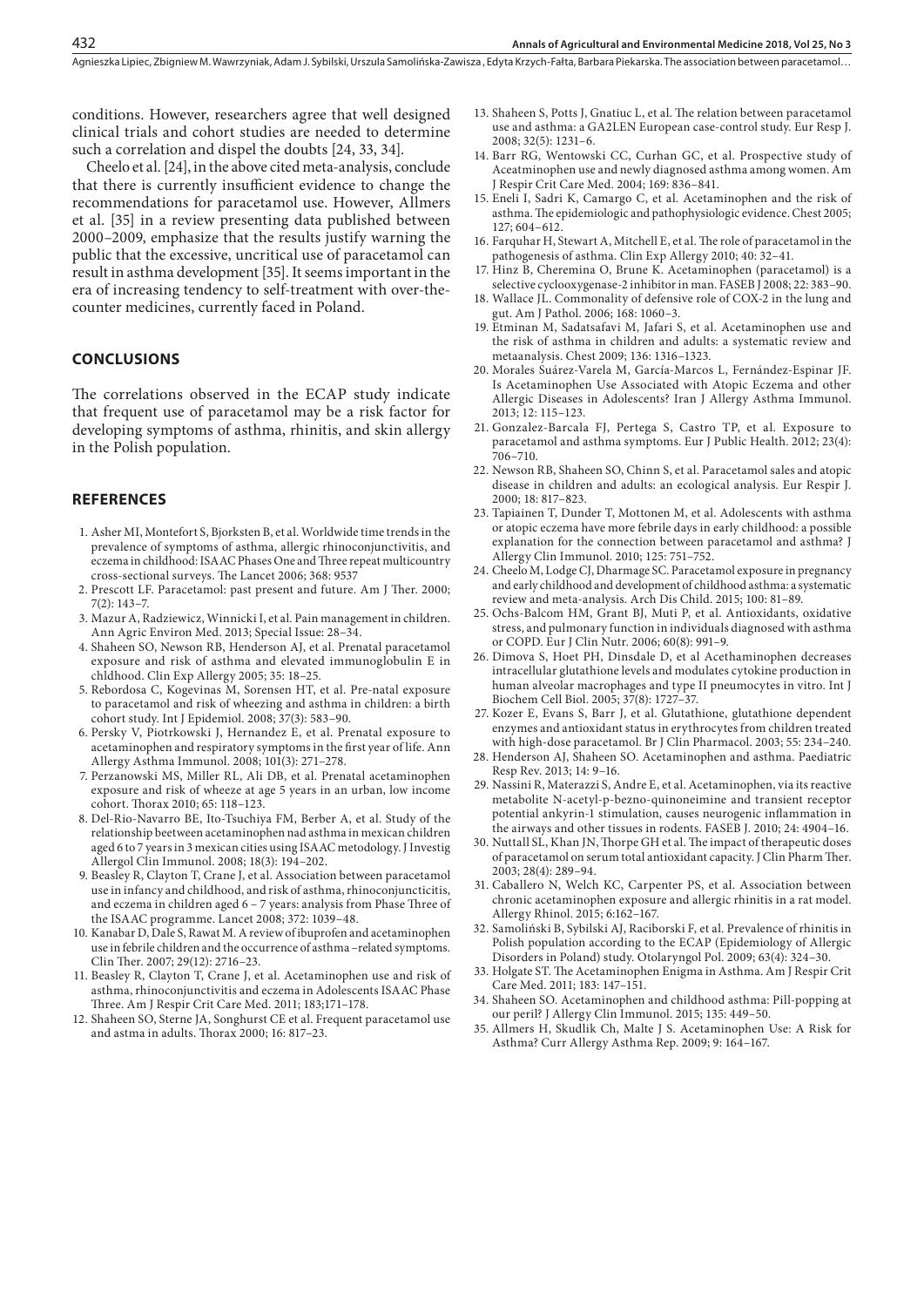conditions. However, researchers agree that well designed clinical trials and cohort studies are needed to determine such a correlation and dispel the doubts [24, 33, 34].

Cheelo et al. [24], in the above cited meta-analysis, conclude that there is currently insufficient evidence to change the recommendations for paracetamol use. However, Allmers et al. [35] in a review presenting data published between 2000–2009, emphasize that the results justify warning the public that the excessive, uncritical use of paracetamol can result in asthma development [35]. It seems important in the era of increasing tendency to self-treatment with over-the-counter medicines, currently faced in Poland.

## CONCLUSIONS

The correlations observed in the ECAP study indicate that frequent use of paracetamol may be a risk factor for developing symptoms of asthma, rhinitis, and skin allergy in the Polish population.

## REFERENCES

1. Asher MI, Montefort S, Bjorksten B, et al. Worldwide time trends in the prevalence of symptoms of asthma, allergic rhinoconjunctivitis, and eczema in childhood: ISAAC Phases One and Three repeat multicountry cross-sectional surveys. The Lancet 2006; 368: 9537
2. Prescott LF. Paracetamol: past present and future. Am J Ther. 2000; 7(2): 143–7.
3. Mazur A, Radziewicz, Winnicki I, et al. Pain management in children. Ann Agric Environ Med. 2013; Special Issue: 28–34.
4. Shaheen SO, Newson RB, Henderson AJ, et al. Prenatal paracetamol exposure and risk of asthma and elevated immunoglobulin E in chldhood. Clin Exp Allergy 2005; 35: 18–25.
5. Rebordosa C, Kogevinas M, Sorensen HT, et al. Pre-natal exposure to paracetamol and risk of wheezing and asthma in children: a birth cohort study. Int J Epidemiol. 2008; 37(3): 583–90.
6. Persky V, Piotrkowski J, Hernandez E, et al. Prenatal exposure to acetaminophen and respiratory symptoms in the first year of life. Ann Allergy Asthma Immunol. 2008; 101(3): 271–278.
7. Perzanowski MS, Miller RL, Ali DB, et al. Prenatal acetaminophen exposure and risk of wheeze at age 5 years in an urban, low income cohort. Thorax 2010; 65: 118–123.
8. Del-Rio-Navarro BE, Ito-Tsuchiya FM, Berber A, et al. Study of the relationship beetween acetaminophen nad asthma in mexican children aged 6 to 7 years in 3 mexican cities using ISAAC metodology. J Investig Allergol Clin Immunol. 2008; 18(3): 194–202.
9. Beasley R, Clayton T, Crane J, et al. Association between paracetamol use in infancy and childhood, and risk of asthma, rhinoconjuncticitis, and eczema in children aged 6 – 7 years: analysis from Phase Three of the ISAAC programme. Lancet 2008; 372: 1039–48.
10. Kanabar D, Dale S, Rawat M. A review of ibuprofen and acetaminophen use in febrile children and the occurrence of asthma –related symptoms. Clin Ther. 2007; 29(12): 2716–23.
11. Beasley R, Clayton T, Crane J, et al. Acetaminophen use and risk of asthma, rhinoconjunctivitis and eczema in Adolescents ISAAC Phase Three. Am J Respir Crit Care Med. 2011; 183;171–178.
12. Shaheen SO, Sterne JA, Songhurst CE et al. Frequent paracetamol use and astma in adults. Thorax 2000; 16: 817–23.
13. Shaheen S, Potts J, Gnatiuc L, et al. The relation between paracetamol use and asthma: a GA2LEN European case-control study. Eur Resp J. 2008; 32(5): 1231–6.
14. Barr RG, Wentowski CC, Curhan GC, et al. Prospective study of Aceatminophen use and newly diagnosed asthma among women. Am J Respir Crit Care Med. 2004; 169: 836–841.
15. Eneli I, Sadri K, Camargo C, et al. Acetaminophen and the risk of asthma. The epidemiologic and pathophysiologic evidence. Chest 2005; 127; 604–612.
16. Farquhar H, Stewart A, Mitchell E, et al. The role of paracetamol in the pathogenesis of asthma. Clin Exp Allergy 2010; 40: 32–41.
17. Hinz B, Cheremina O, Brune K. Acetaminophen (paracetamol) is a selective cyclooxygenase-2 inhibitor in man. FASEB J 2008; 22: 383–90.
18. Wallace JL. Commonality of defensive role of COX-2 in the lung and gut. Am J Pathol. 2006; 168: 1060–3.
19. Etminan M, Sadatsafavi M, Jafari S, et al. Acetaminophen use and the risk of asthma in children and adults: a systematic review and metaanalysis. Chest 2009; 136: 1316–1323.
20. Morales Suárez-Varela M, García-Marcos L, Fernández-Espinar JF. Is Acetaminophen Use Associated with Atopic Eczema and other Allergic Diseases in Adolescents? Iran J Allergy Asthma Immunol. 2013; 12: 115–123.
21. Gonzalez-Barcala FJ, Pertega S, Castro TP, et al. Exposure to paracetamol and asthma symptoms. Eur J Public Health. 2012; 23(4): 706–710.
22. Newson RB, Shaheen SO, Chinn S, et al. Paracetamol sales and atopic disease in children and adults: an ecological analysis. Eur Respir J. 2000; 18: 817–823.
23. Tapiainen T, Dunder T, Mottonen M, et al. Adolescents with asthma or atopic eczema have more febrile days in early childhood: a possible explanation for the connection between paracetamol and asthma? J Allergy Clin Immunol. 2010; 125: 751–752.
24. Cheelo M, Lodge CJ, Dharmage SC. Paracetamol exposure in pregnancy and early childhood and development of childhood asthma: a systematic review and meta-analysis. Arch Dis Child. 2015; 100: 81–89.
25. Ochs-Balcom HM, Grant BJ, Muti P, et al. Antioxidants, oxidative stress, and pulmonary function in individuals diagnosed with asthma or COPD. Eur J Clin Nutr. 2006; 60(8): 991–9.
26. Dimova S, Hoet PH, Dinsdale D, et al Acethaminophen decreases intracellular glutathione levels and modulates cytokine production in human alveolar macrophages and type II pneumocytes in vitro. Int J Biochem Cell Biol. 2005; 37(8): 1727–37.
27. Kozer E, Evans S, Barr J, et al. Glutathione, glutathione dependent enzymes and antioxidant status in erythrocytes from children treated with high-dose paracetamol. Br J Clin Pharmacol. 2003; 55: 234–240.
28. Henderson AJ, Shaheen SO. Acetaminophen and asthma. Paediatric Resp Rev. 2013; 14: 9–16.
29. Nassini R, Materazzi S, Andre E, et al. Acetaminophen, via its reactive metabolite N-acetyl-p-bezno-quinoneimine and transient receptor potential ankyrin-1 stimulation, causes neurogenic inflammation in the airways and other tissues in rodents. FASEB J. 2010; 24: 4904–16.
30. Nuttall SL, Khan JN, Thorpe GH et al. The impact of therapeutic doses of paracetamol on serum total antioxidant capacity. J Clin Pharm Ther. 2003; 28(4): 289–94.
31. Caballero N, Welch KC, Carpenter PS, et al. Association between chronic acetaminophen exposure and allergic rhinitis in a rat model. Allergy Rhinol. 2015; 6:162–167.
32. Samoliński B, Sybilski AJ, Raciborski F, et al. Prevalence of rhinitis in Polish population according to the ECAP (Epidemiology of Allergic Disorders in Poland) study. Otolaryngol Pol. 2009; 63(4): 324–30.
33. Holgate ST. The Acetaminophen Enigma in Asthma. Am J Respir Crit Care Med. 2011; 183: 147–151.
34. Shaheen SO. Acetaminophen and childhood asthma: Pill-popping at our peril? J Allergy Clin Immunol. 2015; 135: 449–50.
35. Allmers H, Skudlik Ch, Malte J S. Acetaminophen Use: A Risk for Asthma? Curr Allergy Asthma Rep. 2009; 9: 164–167.